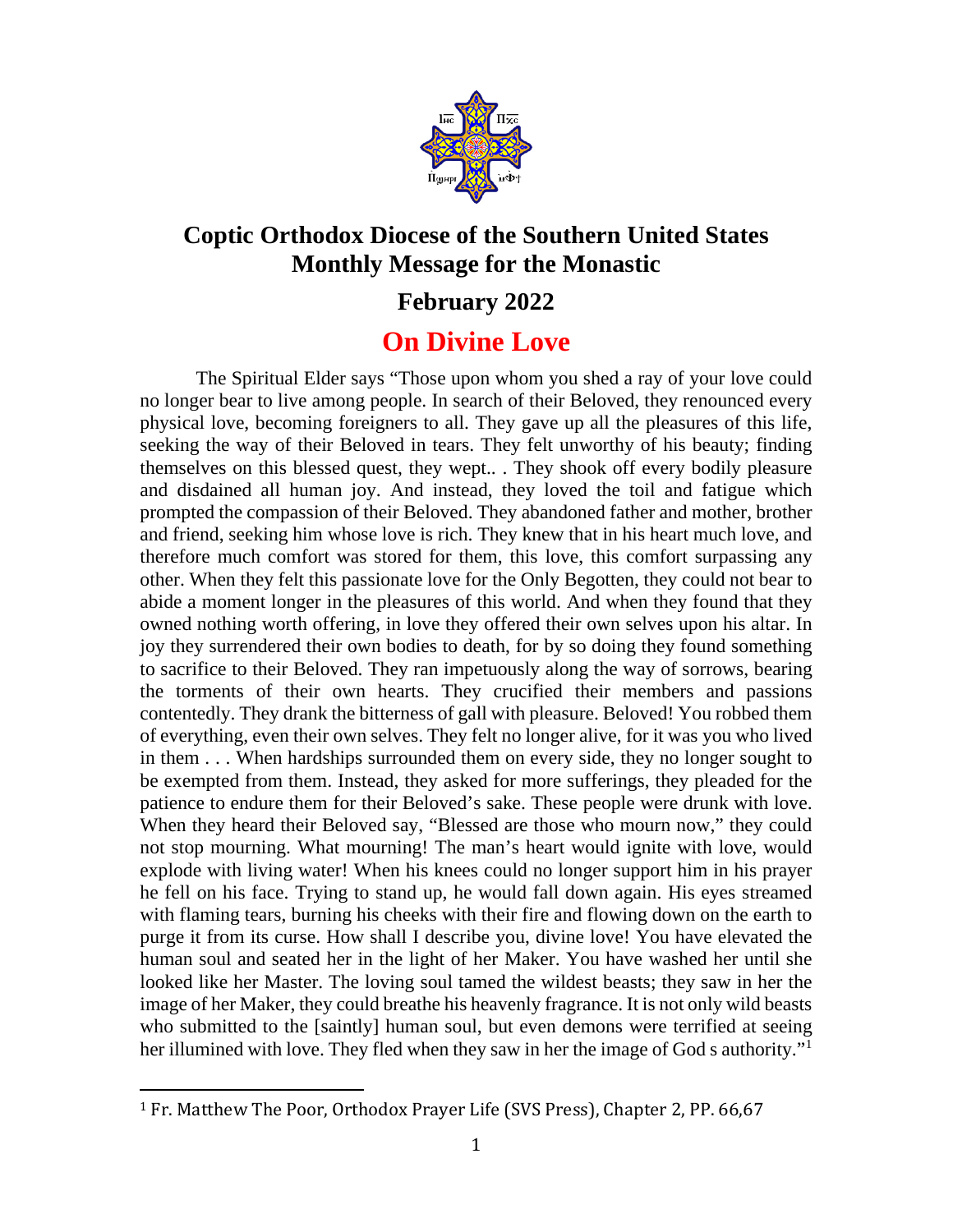# Coptic Orthodox Diocese of the Southern United States
# Monthly Message for the Monastic

## February 2022

## On Divine Love

The Spiritual Elder says "Those upon whom you shed a ray of your love could no longer bear to live among people. In search of their Beloved, they renounced every physical love, becoming foreigners to all. They gave up all the pleasures of this life, seeking the way of their Beloved in tears. They felt unworthy of his beauty; finding themselves on this blessed quest, they wept.. . They shook off every bodily pleasure and disdained all human joy. And instead, they loved the toil and fatigue which prompted the compassion of their Beloved. They abandoned father and mother, brother and friend, seeking him whose love is rich. They knew that in his heart much love, and therefore much comfort was stored for them, this love, this comfort surpassing any other. When they felt this passionate love for the Only Begotten, they could not bear to abide a moment longer in the pleasures of this world. And when they found that they owned nothing worth offering, in love they offered their own selves upon his altar. In joy they surrendered their own bodies to death, for by so doing they found something to sacrifice to their Beloved. They ran impetuously along the way of sorrows, bearing the torments of their own hearts. They crucified their members and passions contentedly. They drank the bitterness of gall with pleasure. Beloved! You robbed them of everything, even their own selves. They felt no longer alive, for it was you who lived in them . . . When hardships surrounded them on every side, they no longer sought to be exempted from them. Instead, they asked for more sufferings, they pleaded for the patience to endure them for their Beloved's sake. These people were drunk with love. When they heard their Beloved say, "Blessed are those who mourn now," they could not stop mourning. What mourning! The man's heart would ignite with love, would explode with living water! When his knees could no longer support him in his prayer he fell on his face. Trying to stand up, he would fall down again. His eyes streamed with flaming tears, burning his cheeks with their fire and flowing down on the earth to purge it from its curse. How shall I describe you, divine love! You have elevated the human soul and seated her in the light of her Maker. You have washed her until she looked like her Master. The loving soul tamed the wildest beasts; they saw in her the image of her Maker, they could breathe his heavenly fragrance. It is not only wild beasts who submitted to the [saintly] human soul, but even demons were terrified at seeing her illumined with love. They fled when they saw in her the image of God s authority."[1]

---

[1] Fr. Matthew The Poor, Orthodox Prayer Life (SVS Press), Chapter 2, PP. 66,67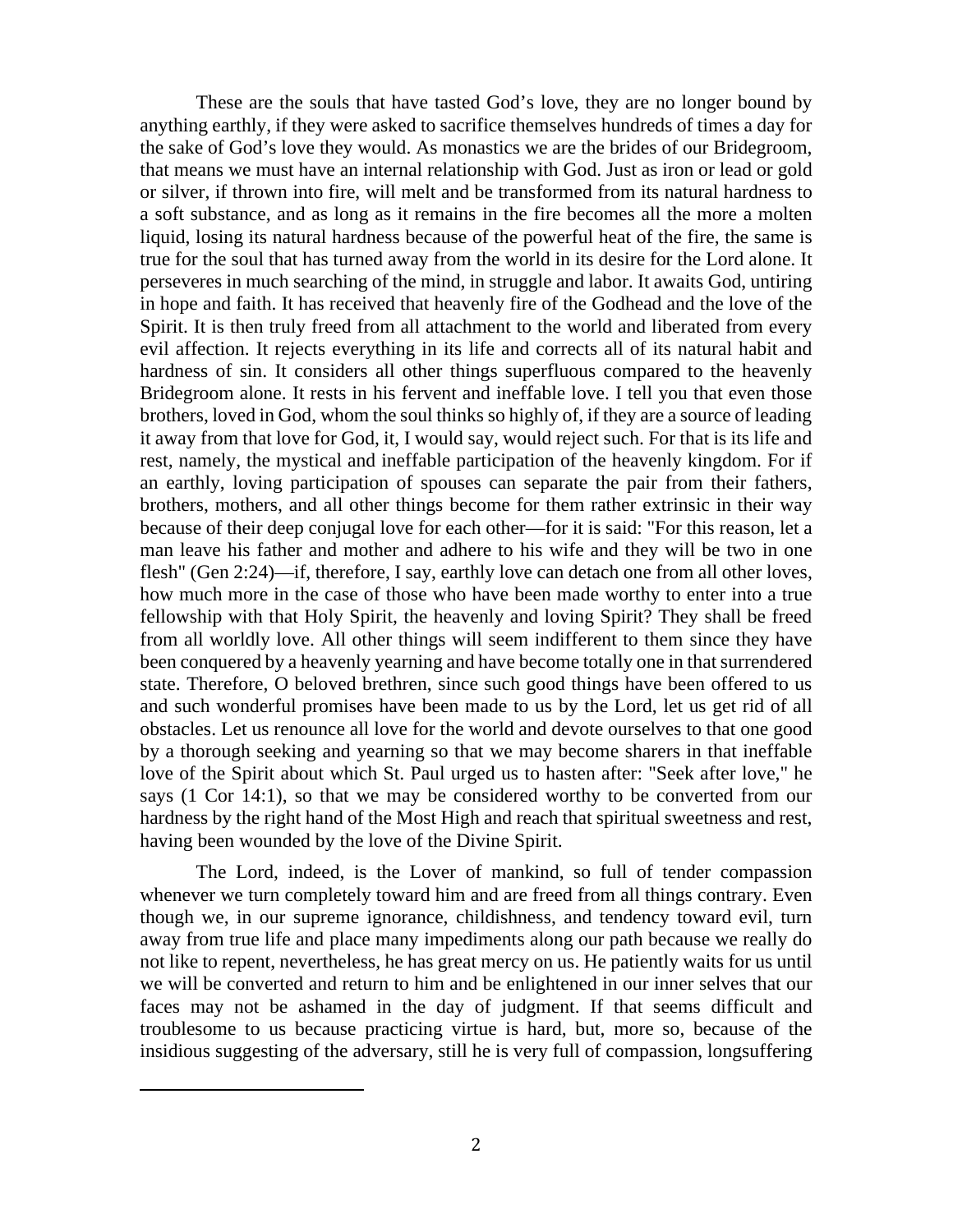These are the souls that have tasted God's love, they are no longer bound by anything earthly, if they were asked to sacrifice themselves hundreds of times a day for the sake of God's love they would. As monastics we are the brides of our Bridegroom, that means we must have an internal relationship with God. Just as iron or lead or gold or silver, if thrown into fire, will melt and be transformed from its natural hardness to a soft substance, and as long as it remains in the fire becomes all the more a molten liquid, losing its natural hardness because of the powerful heat of the fire, the same is true for the soul that has turned away from the world in its desire for the Lord alone. It perseveres in much searching of the mind, in struggle and labor. It awaits God, untiring in hope and faith. It has received that heavenly fire of the Godhead and the love of the Spirit. It is then truly freed from all attachment to the world and liberated from every evil affection. It rejects everything in its life and corrects all of its natural habit and hardness of sin. It considers all other things superfluous compared to the heavenly Bridegroom alone. It rests in his fervent and ineffable love. I tell you that even those brothers, loved in God, whom the soul thinks so highly of, if they are a source of leading it away from that love for God, it, I would say, would reject such. For that is its life and rest, namely, the mystical and ineffable participation of the heavenly kingdom. For if an earthly, loving participation of spouses can separate the pair from their fathers, brothers, mothers, and all other things become for them rather extrinsic in their way because of their deep conjugal love for each other—for it is said: "For this reason, let a man leave his father and mother and adhere to his wife and they will be two in one flesh" (Gen 2:24)—if, therefore, I say, earthly love can detach one from all other loves, how much more in the case of those who have been made worthy to enter into a true fellowship with that Holy Spirit, the heavenly and loving Spirit? They shall be freed from all worldly love. All other things will seem indifferent to them since they have been conquered by a heavenly yearning and have become totally one in that surrendered state. Therefore, O beloved brethren, since such good things have been offered to us and such wonderful promises have been made to us by the Lord, let us get rid of all obstacles. Let us renounce all love for the world and devote ourselves to that one good by a thorough seeking and yearning so that we may become sharers in that ineffable love of the Spirit about which St. Paul urged us to hasten after: "Seek after love," he says (1 Cor 14:1), so that we may be considered worthy to be converted from our hardness by the right hand of the Most High and reach that spiritual sweetness and rest, having been wounded by the love of the Divine Spirit.

The Lord, indeed, is the Lover of mankind, so full of tender compassion whenever we turn completely toward him and are freed from all things contrary. Even though we, in our supreme ignorance, childishness, and tendency toward evil, turn away from true life and place many impediments along our path because we really do not like to repent, nevertheless, he has great mercy on us. He patiently waits for us until we will be converted and return to him and be enlightened in our inner selves that our faces may not be ashamed in the day of judgment. If that seems difficult and troublesome to us because practicing virtue is hard, but, more so, because of the insidious suggesting of the adversary, still he is very full of compassion, longsuffering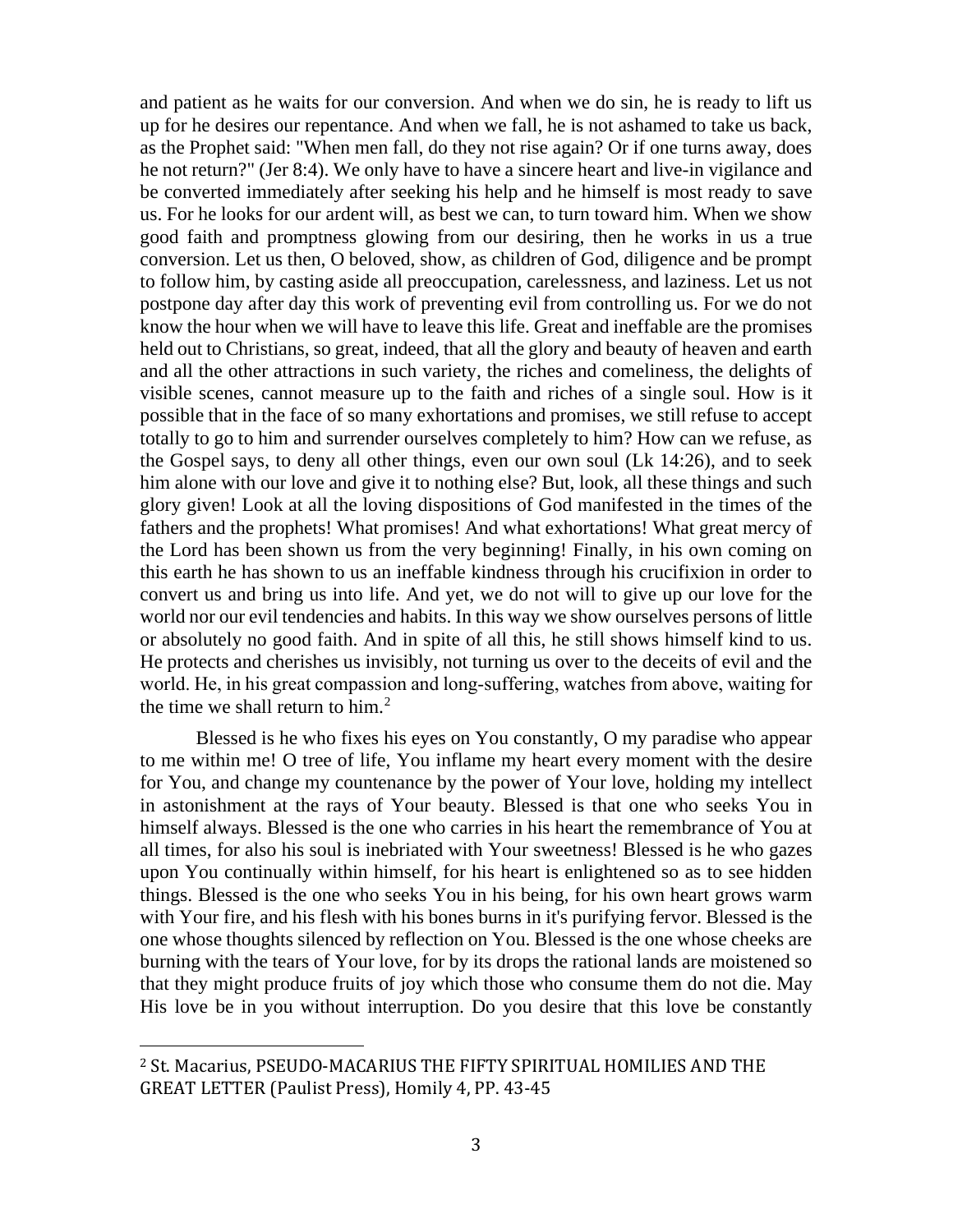and patient as he waits for our conversion. And when we do sin, he is ready to lift us up for he desires our repentance. And when we fall, he is not ashamed to take us back, as the Prophet said: "When men fall, do they not rise again? Or if one turns away, does he not return?" (Jer 8:4). We only have to have a sincere heart and live-in vigilance and be converted immediately after seeking his help and he himself is most ready to save us. For he looks for our ardent will, as best we can, to turn toward him. When we show good faith and promptness glowing from our desiring, then he works in us a true conversion. Let us then, O beloved, show, as children of God, diligence and be prompt to follow him, by casting aside all preoccupation, carelessness, and laziness. Let us not postpone day after day this work of preventing evil from controlling us. For we do not know the hour when we will have to leave this life. Great and ineffable are the promises held out to Christians, so great, indeed, that all the glory and beauty of heaven and earth and all the other attractions in such variety, the riches and comeliness, the delights of visible scenes, cannot measure up to the faith and riches of a single soul. How is it possible that in the face of so many exhortations and promises, we still refuse to accept totally to go to him and surrender ourselves completely to him? How can we refuse, as the Gospel says, to deny all other things, even our own soul (Lk 14:26), and to seek him alone with our love and give it to nothing else? But, look, all these things and such glory given! Look at all the loving dispositions of God manifested in the times of the fathers and the prophets! What promises! And what exhortations! What great mercy of the Lord has been shown us from the very beginning! Finally, in his own coming on this earth he has shown to us an ineffable kindness through his crucifixion in order to convert us and bring us into life. And yet, we do not will to give up our love for the world nor our evil tendencies and habits. In this way we show ourselves persons of little or absolutely no good faith. And in spite of all this, he still shows himself kind to us. He protects and cherishes us invisibly, not turning us over to the deceits of evil and the world. He, in his great compassion and long-suffering, watches from above, waiting for the time we shall return to him.[2]

Blessed is he who fixes his eyes on You constantly, O my paradise who appear to me within me! O tree of life, You inflame my heart every moment with the desire for You, and change my countenance by the power of Your love, holding my intellect in astonishment at the rays of Your beauty. Blessed is that one who seeks You in himself always. Blessed is the one who carries in his heart the remembrance of You at all times, for also his soul is inebriated with Your sweetness! Blessed is he who gazes upon You continually within himself, for his heart is enlightened so as to see hidden things. Blessed is the one who seeks You in his being, for his own heart grows warm with Your fire, and his flesh with his bones burns in it's purifying fervor. Blessed is the one whose thoughts silenced by reflection on You. Blessed is the one whose cheeks are burning with the tears of Your love, for by its drops the rational lands are moistened so that they might produce fruits of joy which those who consume them do not die. May His love be in you without interruption. Do you desire that this love be constantly

[2] St. Macarius, PSEUDO-MACARIUS THE FIFTY SPIRITUAL HOMILIES AND THE GREAT LETTER (Paulist Press), Homily 4, PP. 43-45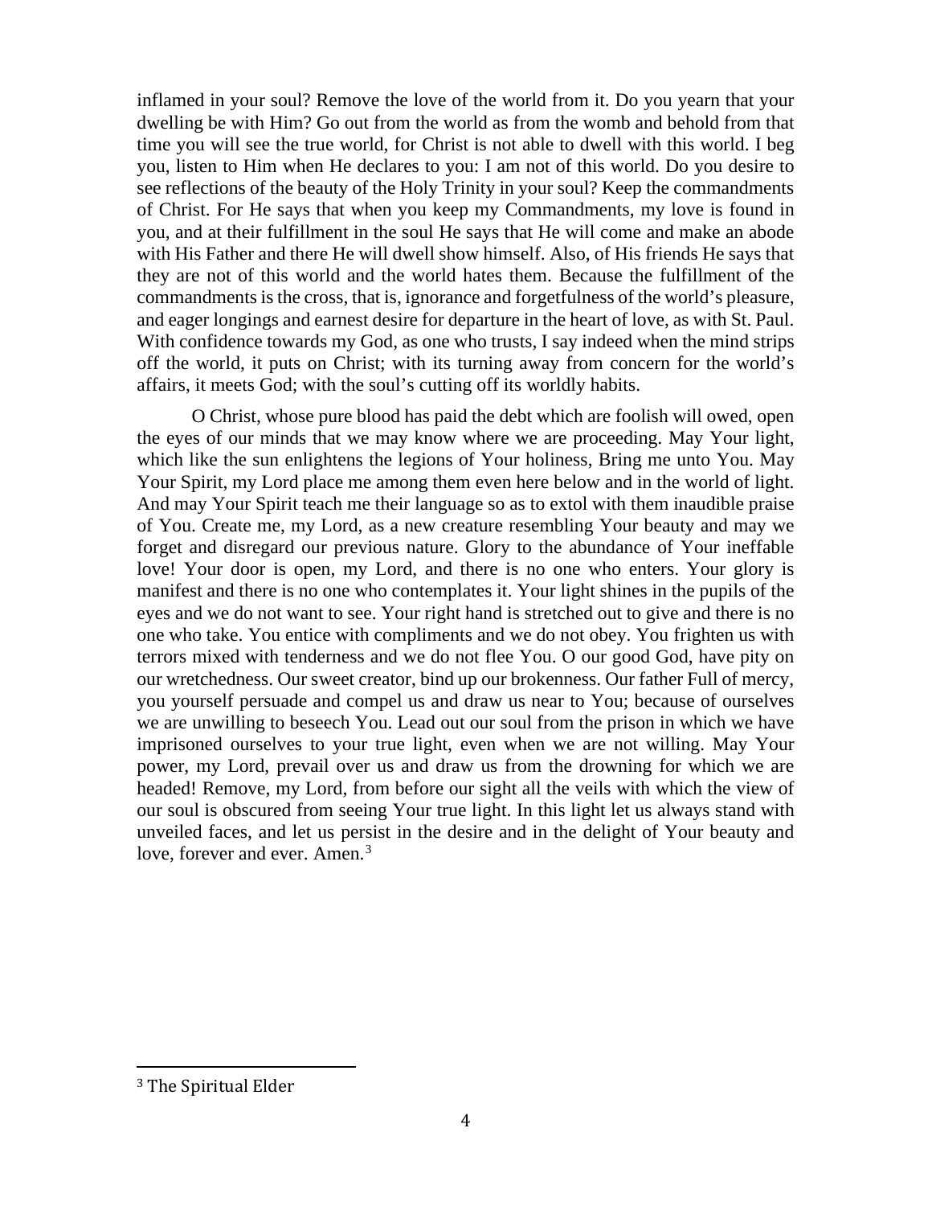inflamed in your soul? Remove the love of the world from it. Do you yearn that your dwelling be with Him? Go out from the world as from the womb and behold from that time you will see the true world, for Christ is not able to dwell with this world. I beg you, listen to Him when He declares to you: I am not of this world. Do you desire to see reflections of the beauty of the Holy Trinity in your soul? Keep the commandments of Christ. For He says that when you keep my Commandments, my love is found in you, and at their fulfillment in the soul He says that He will come and make an abode with His Father and there He will dwell show himself. Also, of His friends He says that they are not of this world and the world hates them. Because the fulfillment of the commandments is the cross, that is, ignorance and forgetfulness of the world's pleasure, and eager longings and earnest desire for departure in the heart of love, as with St. Paul. With confidence towards my God, as one who trusts, I say indeed when the mind strips off the world, it puts on Christ; with its turning away from concern for the world's affairs, it meets God; with the soul's cutting off its worldly habits.

O Christ, whose pure blood has paid the debt which are foolish will owed, open the eyes of our minds that we may know where we are proceeding. May Your light, which like the sun enlightens the legions of Your holiness, Bring me unto You. May Your Spirit, my Lord place me among them even here below and in the world of light. And may Your Spirit teach me their language so as to extol with them inaudible praise of You. Create me, my Lord, as a new creature resembling Your beauty and may we forget and disregard our previous nature. Glory to the abundance of Your ineffable love! Your door is open, my Lord, and there is no one who enters. Your glory is manifest and there is no one who contemplates it. Your light shines in the pupils of the eyes and we do not want to see. Your right hand is stretched out to give and there is no one who take. You entice with compliments and we do not obey. You frighten us with terrors mixed with tenderness and we do not flee You. O our good God, have pity on our wretchedness. Our sweet creator, bind up our brokenness. Our father Full of mercy, you yourself persuade and compel us and draw us near to You; because of ourselves we are unwilling to beseech You. Lead out our soul from the prison in which we have imprisoned ourselves to your true light, even when we are not willing. May Your power, my Lord, prevail over us and draw us from the drowning for which we are headed! Remove, my Lord, from before our sight all the veils with which the view of our soul is obscured from seeing Your true light. In this light let us always stand with unveiled faces, and let us persist in the desire and in the delight of Your beauty and love, forever and ever. Amen.[3]

---

[3] The Spiritual Elder